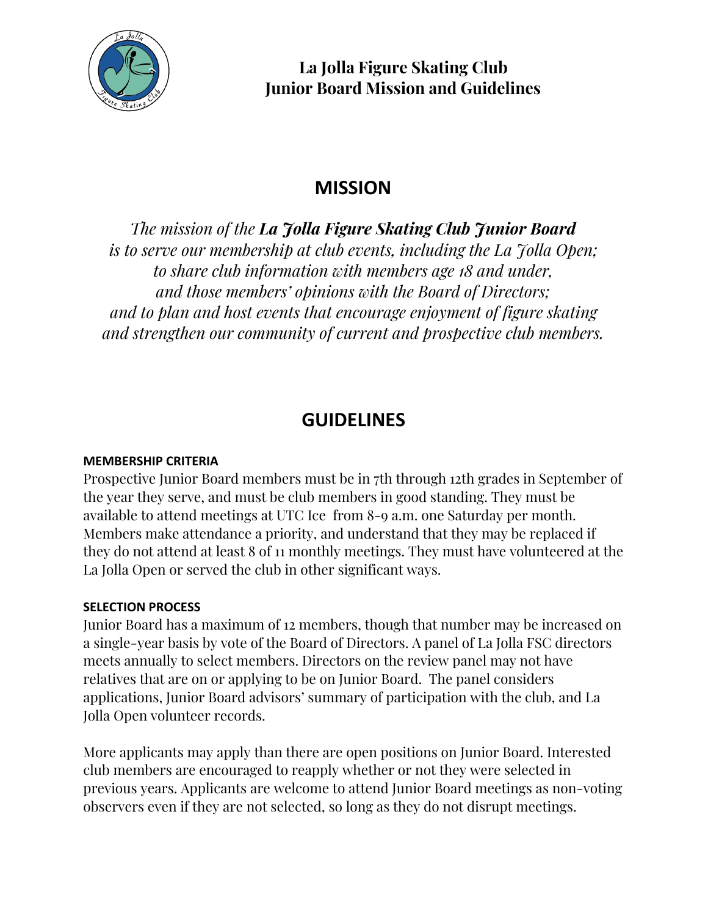# La Jolla Figure Skating Club
# Junior Board Mission and Guidelines

## MISSION

*The mission of the **La Jolla Figure Skating Club Junior Board** is to serve our membership at club events, including the La Jolla Open; to share club information with members age 18 and under, and those members' opinions with the Board of Directors; and to plan and host events that encourage enjoyment of figure skating and strengthen our community of current and prospective club members.*

## GUIDELINES

### MEMBERSHIP CRITERIA

Prospective Junior Board members must be in 7th through 12th grades in September of the year they serve, and must be club members in good standing. They must be available to attend meetings at UTC Ice from 8-9 a.m. one Saturday per month. Members make attendance a priority, and understand that they may be replaced if they do not attend at least 8 of 11 monthly meetings. They must have volunteered at the La Jolla Open or served the club in other significant ways.

### SELECTION PROCESS

Junior Board has a maximum of 12 members, though that number may be increased on a single-year basis by vote of the Board of Directors. A panel of La Jolla FSC directors meets annually to select members. Directors on the review panel may not have relatives that are on or applying to be on Junior Board. The panel considers applications, Junior Board advisors' summary of participation with the club, and La Jolla Open volunteer records.

More applicants may apply than there are open positions on Junior Board. Interested club members are encouraged to reapply whether or not they were selected in previous years. Applicants are welcome to attend Junior Board meetings as non-voting observers even if they are not selected, so long as they do not disrupt meetings.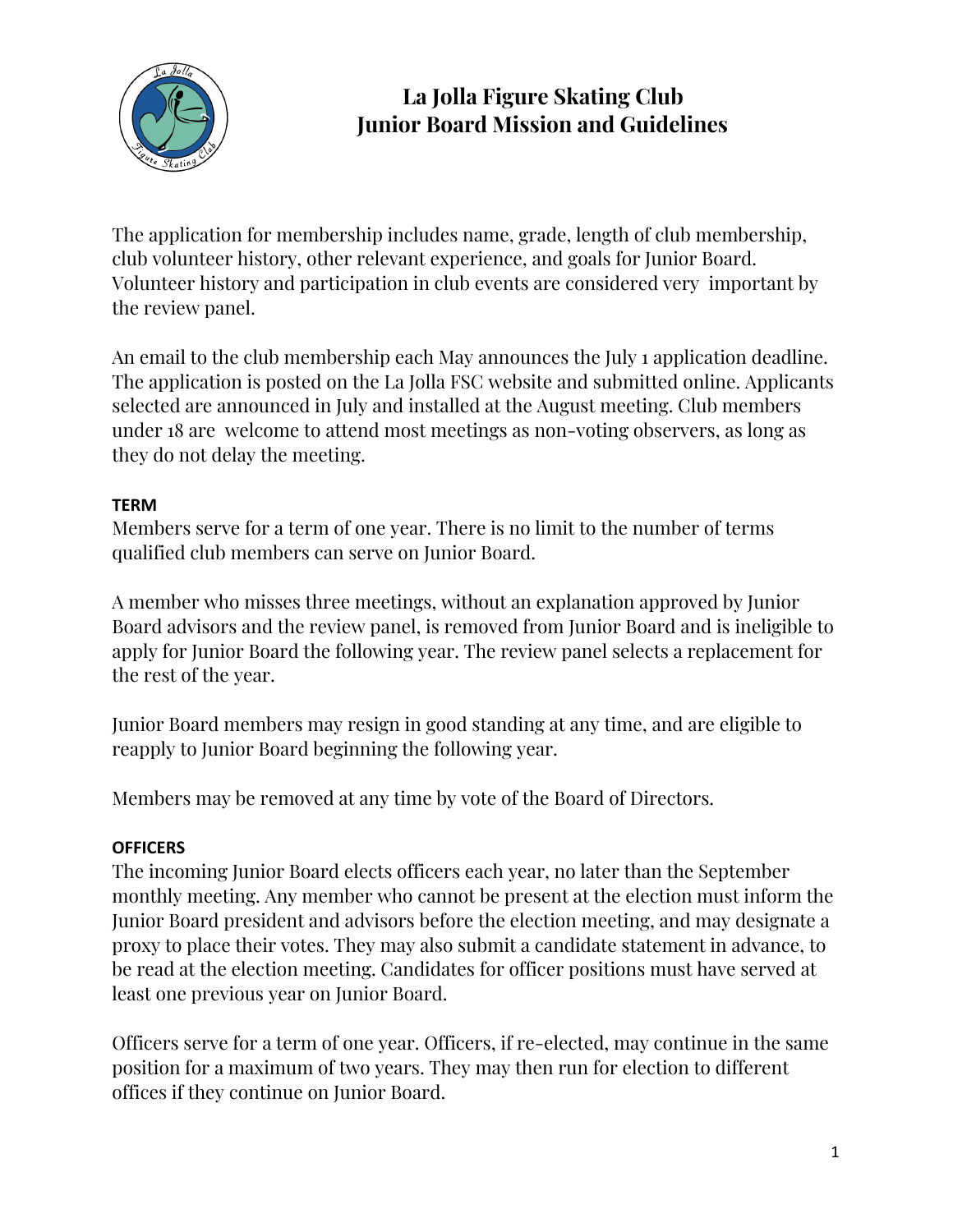# La Jolla Figure Skating Club
# Junior Board Mission and Guidelines

The application for membership includes name, grade, length of club membership, club volunteer history, other relevant experience, and goals for Junior Board. Volunteer history and participation in club events are considered very important by the review panel.

An email to the club membership each May announces the July 1 application deadline. The application is posted on the La Jolla FSC website and submitted online. Applicants selected are announced in July and installed at the August meeting. Club members under 18 are welcome to attend most meetings as non-voting observers, as long as they do not delay the meeting.

**TERM**

Members serve for a term of one year. There is no limit to the number of terms qualified club members can serve on Junior Board.

A member who misses three meetings, without an explanation approved by Junior Board advisors and the review panel, is removed from Junior Board and is ineligible to apply for Junior Board the following year. The review panel selects a replacement for the rest of the year.

Junior Board members may resign in good standing at any time, and are eligible to reapply to Junior Board beginning the following year.

Members may be removed at any time by vote of the Board of Directors.

**OFFICERS**

The incoming Junior Board elects officers each year, no later than the September monthly meeting. Any member who cannot be present at the election must inform the Junior Board president and advisors before the election meeting, and may designate a proxy to place their votes. They may also submit a candidate statement in advance, to be read at the election meeting. Candidates for officer positions must have served at least one previous year on Junior Board.

Officers serve for a term of one year. Officers, if re-elected, may continue in the same position for a maximum of two years. They may then run for election to different offices if they continue on Junior Board.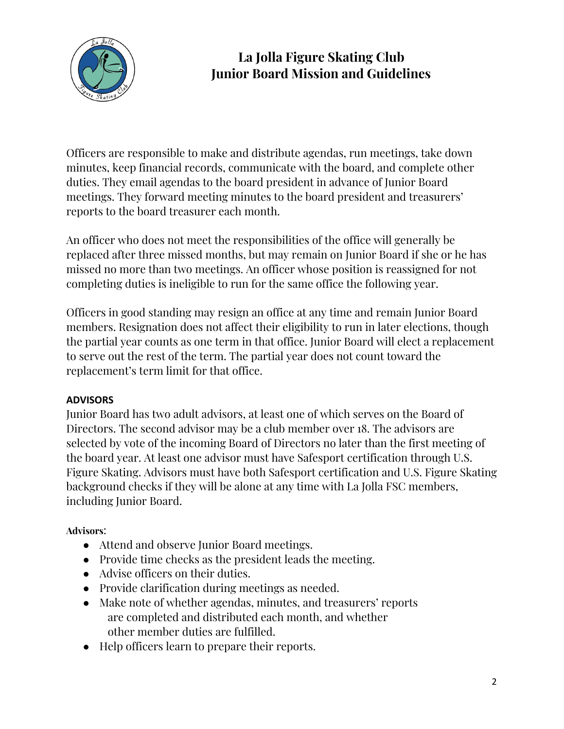Officers are responsible to make and distribute agendas, run meetings, take down minutes, keep financial records, communicate with the board, and complete other duties. They email agendas to the board president in advance of Junior Board meetings. They forward meeting minutes to the board president and treasurers' reports to the board treasurer each month.

An officer who does not meet the responsibilities of the office will generally be replaced after three missed months, but may remain on Junior Board if she or he has missed no more than two meetings. An officer whose position is reassigned for not completing duties is ineligible to run for the same office the following year.

Officers in good standing may resign an office at any time and remain Junior Board members. Resignation does not affect their eligibility to run in later elections, though the partial year counts as one term in that office. Junior Board will elect a replacement to serve out the rest of the term. The partial year does not count toward the replacement's term limit for that office.

**ADVISORS**

Junior Board has two adult advisors, at least one of which serves on the Board of Directors. The second advisor may be a club member over 18. The advisors are selected by vote of the incoming Board of Directors no later than the first meeting of the board year. At least one advisor must have Safesport certification through U.S. Figure Skating. Advisors must have both Safesport certification and U.S. Figure Skating background checks if they will be alone at any time with La Jolla FSC members, including Junior Board.

**Advisors**:

- Attend and observe Junior Board meetings.
- Provide time checks as the president leads the meeting.
- Advise officers on their duties.
- Provide clarification during meetings as needed.
- Make note of whether agendas, minutes, and treasurers' reports are completed and distributed each month, and whether other member duties are fulfilled.
- Help officers learn to prepare their reports.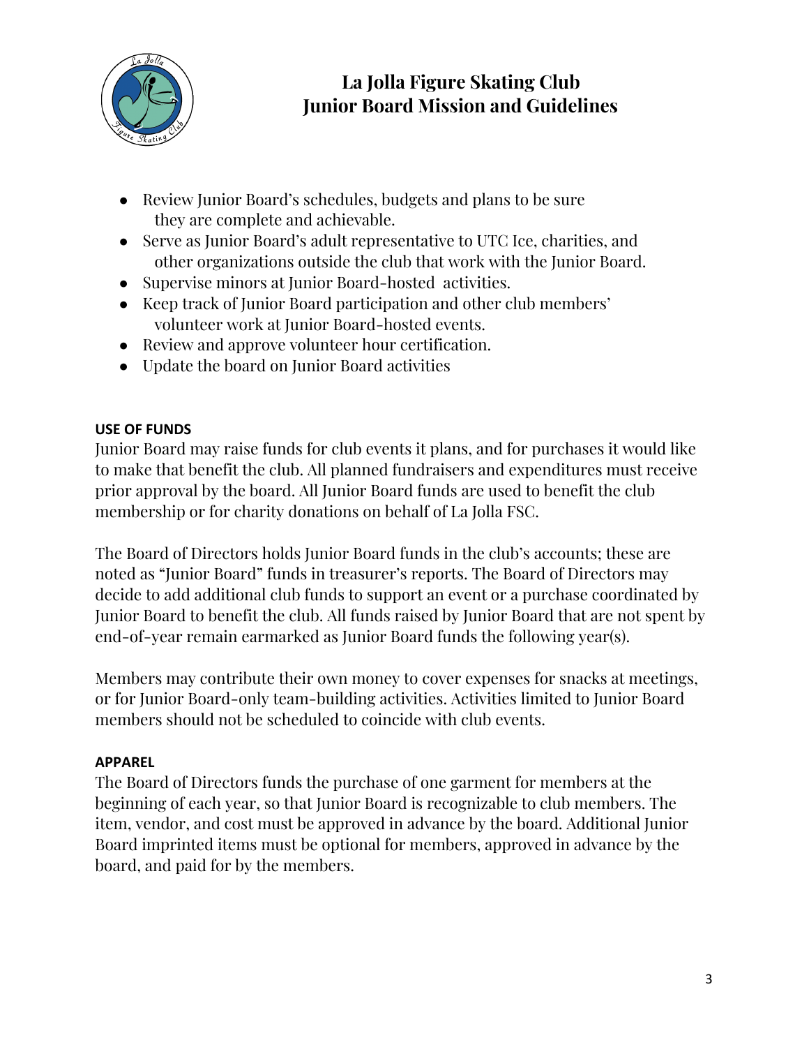- Review Junior Board's schedules, budgets and plans to be sure they are complete and achievable.
- Serve as Junior Board's adult representative to UTC Ice, charities, and other organizations outside the club that work with the Junior Board.
- Supervise minors at Junior Board-hosted activities.
- Keep track of Junior Board participation and other club members' volunteer work at Junior Board-hosted events.
- Review and approve volunteer hour certification.
- Update the board on Junior Board activities

**USE OF FUNDS**

Junior Board may raise funds for club events it plans, and for purchases it would like to make that benefit the club. All planned fundraisers and expenditures must receive prior approval by the board. All Junior Board funds are used to benefit the club membership or for charity donations on behalf of La Jolla FSC.

The Board of Directors holds Junior Board funds in the club's accounts; these are noted as "Junior Board" funds in treasurer's reports. The Board of Directors may decide to add additional club funds to support an event or a purchase coordinated by Junior Board to benefit the club. All funds raised by Junior Board that are not spent by end-of-year remain earmarked as Junior Board funds the following year(s).

Members may contribute their own money to cover expenses for snacks at meetings, or for Junior Board-only team-building activities. Activities limited to Junior Board members should not be scheduled to coincide with club events.

**APPAREL**

The Board of Directors funds the purchase of one garment for members at the beginning of each year, so that Junior Board is recognizable to club members. The item, vendor, and cost must be approved in advance by the board. Additional Junior Board imprinted items must be optional for members, approved in advance by the board, and paid for by the members.